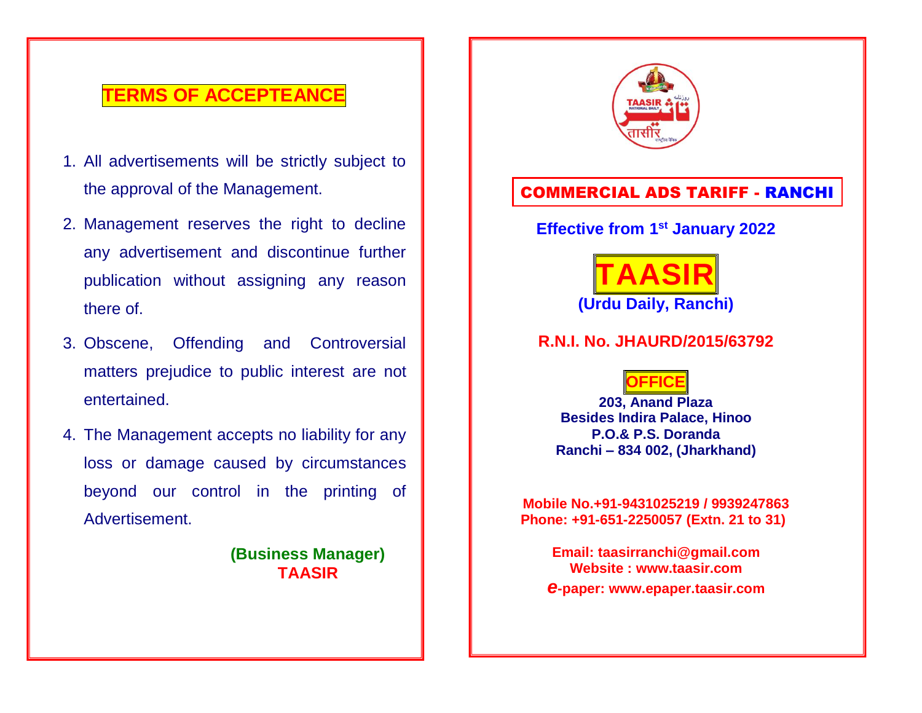## TERMS OF ACCEPTEANCE

1. All advertisements will be strictly subject to the approval of the Management.
2. Management reserves the right to decline any advertisement and discontinue further publication without assigning any reason there of.
3. Obscene, Offending and Controversial matters prejudice to public interest are not entertained.
4. The Management accepts no liability for any loss or damage caused by circumstances beyond our control in the printing of Advertisement.

**(Business Manager)**
**TAASIR**

## COMMERCIAL ADS TARIFF - RANCHI

**Effective from 1st January 2022**

# TAASIR

**(Urdu Daily, Ranchi)**

**R.N.I. No. JHAURD/2015/63792**

### OFFICE

**203, Anand Plaza**
**Besides Indira Palace, Hinoo**
**P.O.& P.S. Doranda**
**Ranchi – 834 002, (Jharkhand)**

**Mobile No.+91-9431025219 / 9939247863**
**Phone: +91-651-2250057 (Extn. 21 to 31)**

**Email: taasirranchi@gmail.com**
**Website : www.taasir.com**
**e-paper: www.epaper.taasir.com**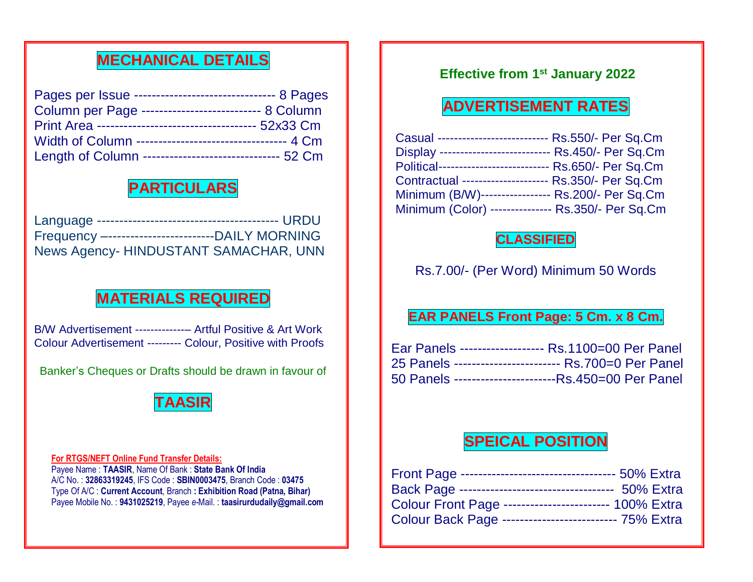## MECHANICAL DETAILS

Pages per Issue -------------------------------- 8 Pages
Column per Page --------------------------- 8 Column
Print Area ----------------------------------- 52x33 Cm
Width of Column --------------------------------- 4 Cm
Length of Column ------------------------------ 52 Cm

## PARTICULARS

Language ---------------------------------------- URDU
Frequency –------------------------DAILY MORNING
News Agency- HINDUSTANT SAMACHAR, UNN

## MATERIALS REQUIRED

B/W Advertisement -------------– Artful Positive & Art Work
Colour Advertisement --------- Colour, Positive with Proofs

Banker's Cheques or Drafts should be drawn in favour of

## TAASIR

**For RTGS/NEFT Online Fund Transfer Details:**
Payee Name : **TAASIR**, Name Of Bank : **State Bank Of India**
A/C No. : **32863319245**, IFS Code : **SBIN0003475**, Branch Code : **03475**
Type Of A/C : **Current Account**, Branch **: Exhibition Road (Patna, Bihar)**
Payee Mobile No. : **9431025219**, Payee *e*-Mail. : **taasirurdudaily@gmail.com**

**Effective from 1st January 2022**

## ADVERTISEMENT RATES

Casual -------------------------- Rs.550/- Per Sq.Cm
Display -------------------------- Rs.450/- Per Sq.Cm
Political-------------------------- Rs.650/- Per Sq.Cm
Contractual -------------------- Rs.350/- Per Sq.Cm
Minimum (B/W)---------------- Rs.200/- Per Sq.Cm
Minimum (Color) -------------- Rs.350/- Per Sq.Cm

## CLASSIFIED

Rs.7.00/- (Per Word) Minimum 50 Words

## EAR PANELS Front Page: 5 Cm. x 8 Cm.

Ear Panels ------------------- Rs.1100=00 Per Panel
25 Panels ----------------------- Rs.700=0 Per Panel
50 Panels ----------------------Rs.450=00 Per Panel

## SPEICAL POSITION

Front Page ---------------------------------- 50% Extra
Back Page ----------------------------------- 50% Extra
Colour Front Page ----------------------- 100% Extra
Colour Back Page ------------------------ 75% Extra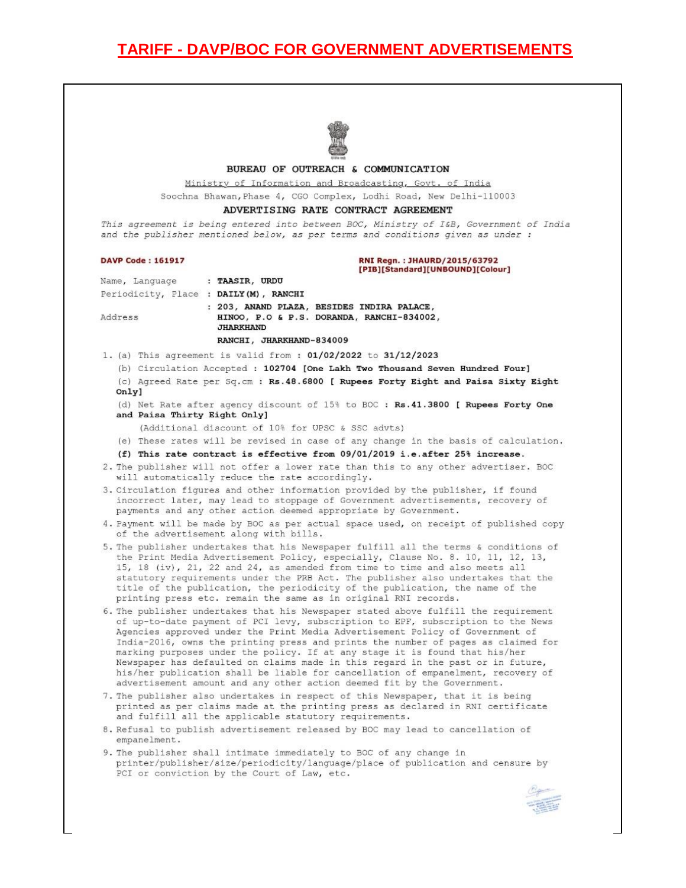# TARIFF - DAVP/BOC FOR GOVERNMENT ADVERTISEMENTS

BUREAU OF OUTREACH & COMMUNICATION

Ministry of Information and Broadcasting, Govt. of India

Soochna Bhawan, Phase 4, CGO Complex, Lodhi Road, New Delhi-110003

## ADVERTISING RATE CONTRACT AGREEMENT

*This agreement is being entered into between BOC, Ministry of I&B, Government of India and the publisher mentioned below, as per terms and conditions given as under :*

**DAVP Code : 161917**

**RNI Regn. : JHAURD/2015/63792**
**[PIB][Standard][UNBOUND][Colour]**

Name, Language : **TAASIR, URDU**

Periodicity, Place : **DAILY(M), RANCHI**

Address : **203, ANAND PLAZA, BESIDES INDIRA PALACE, HINOO, P.O & P.S. DORANDA, RANCHI-834002, JHARKHAND**
**RANCHI, JHARKHAND-834009**

1. (a) This agreement is valid from : **01/02/2022** to **31/12/2023**

   (b) Circulation Accepted : **102704 [One Lakh Two Thousand Seven Hundred Four]**

   (c) Agreed Rate per Sq.cm : **Rs.48.6800 [ Rupees Forty Eight and Paisa Sixty Eight Only]**

   (d) Net Rate after agency discount of 15% to BOC : **Rs.41.3800 [ Rupees Forty One and Paisa Thirty Eight Only]**

   (Additional discount of 10% for UPSC & SSC advts)

   (e) These rates will be revised in case of any change in the basis of calculation.

   **(f) This rate contract is effective from 09/01/2019 i.e.after 25% increase.**

2. The publisher will not offer a lower rate than this to any other advertiser. BOC will automatically reduce the rate accordingly.
3. Circulation figures and other information provided by the publisher, if found incorrect later, may lead to stoppage of Government advertisements, recovery of payments and any other action deemed appropriate by Government.
4. Payment will be made by BOC as per actual space used, on receipt of published copy of the advertisement along with bills.
5. The publisher undertakes that his Newspaper fulfill all the terms & conditions of the Print Media Advertisement Policy, especially, Clause No. 8. 10, 11, 12, 13, 15, 18 (iv), 21, 22 and 24, as amended from time to time and also meets all statutory requirements under the PRB Act. The publisher also undertakes that the title of the publication, the periodicity of the publication, the name of the printing press etc. remain the same as in original RNI records.
6. The publisher undertakes that his Newspaper stated above fulfill the requirement of up-to-date payment of PCI levy, subscription to EPF, subscription to the News Agencies approved under the Print Media Advertisement Policy of Government of India-2016, owns the printing press and prints the number of pages as claimed for marking purposes under the policy. If at any stage it is found that his/her Newspaper has defaulted on claims made in this regard in the past or in future, his/her publication shall be liable for cancellation of empanelment, recovery of advertisement amount and any other action deemed fit by the Government.
7. The publisher also undertakes in respect of this Newspaper, that it is being printed as per claims made at the printing press as declared in RNI certificate and fulfill all the applicable statutory requirements.
8. Refusal to publish advertisement released by BOC may lead to cancellation of empanelment.
9. The publisher shall intimate immediately to BOC of any change in printer/publisher/size/periodicity/language/place of publication and censure by PCI or conviction by the Court of Law, etc.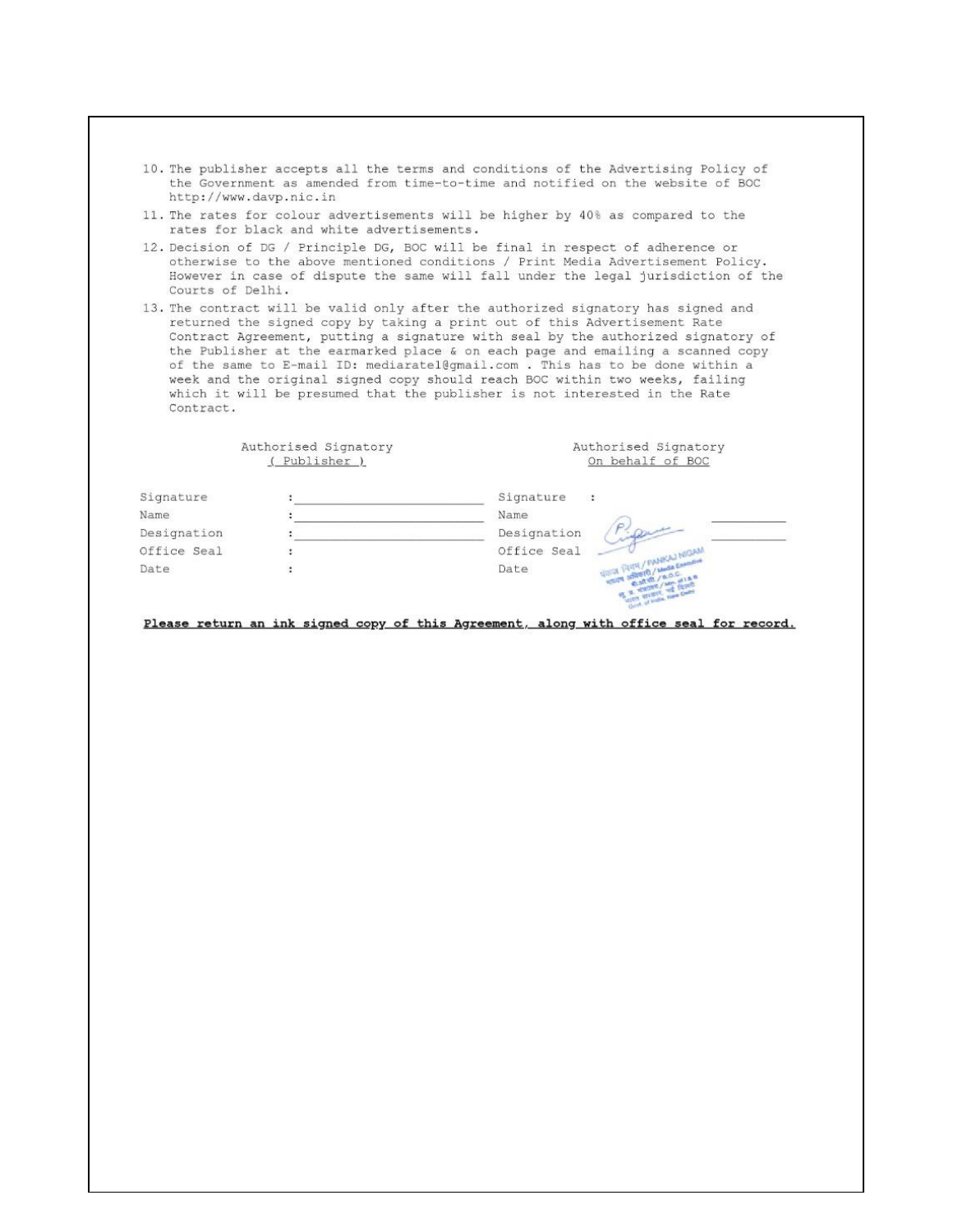10. The publisher accepts all the terms and conditions of the Advertising Policy of the Government as amended from time-to-time and notified on the website of BOC http://www.davp.nic.in
11. The rates for colour advertisements will be higher by 40% as compared to the rates for black and white advertisements.
12. Decision of DG / Principle DG, BOC will be final in respect of adherence or otherwise to the above mentioned conditions / Print Media Advertisement Policy. However in case of dispute the same will fall under the legal jurisdiction of the Courts of Delhi.
13. The contract will be valid only after the authorized signatory has signed and returned the signed copy by taking a print out of this Advertisement Rate Contract Agreement, putting a signature with seal by the authorized signatory of the Publisher at the earmarked place & on each page and emailing a scanned copy of the same to E-mail ID: mediarate1@gmail.com . This has to be done within a week and the original signed copy should reach BOC within two weeks, failing which it will be presumed that the publisher is not interested in the Rate Contract.

| Authorised Signatory (Publisher) | | Authorised Signatory On behalf of BOC | |
|---|---|---|---|
| Signature | : ____________ | Signature | : |
| Name | : ____________ | Name | ____________ |
| Designation | : ____________ | Designation | ____________ |
| Office Seal | : | Office Seal | |
| Date | : | Date | |

पंकज निगम / PANKAJ NIGAM

**Please return an ink signed copy of this Agreement, along with office seal for record.**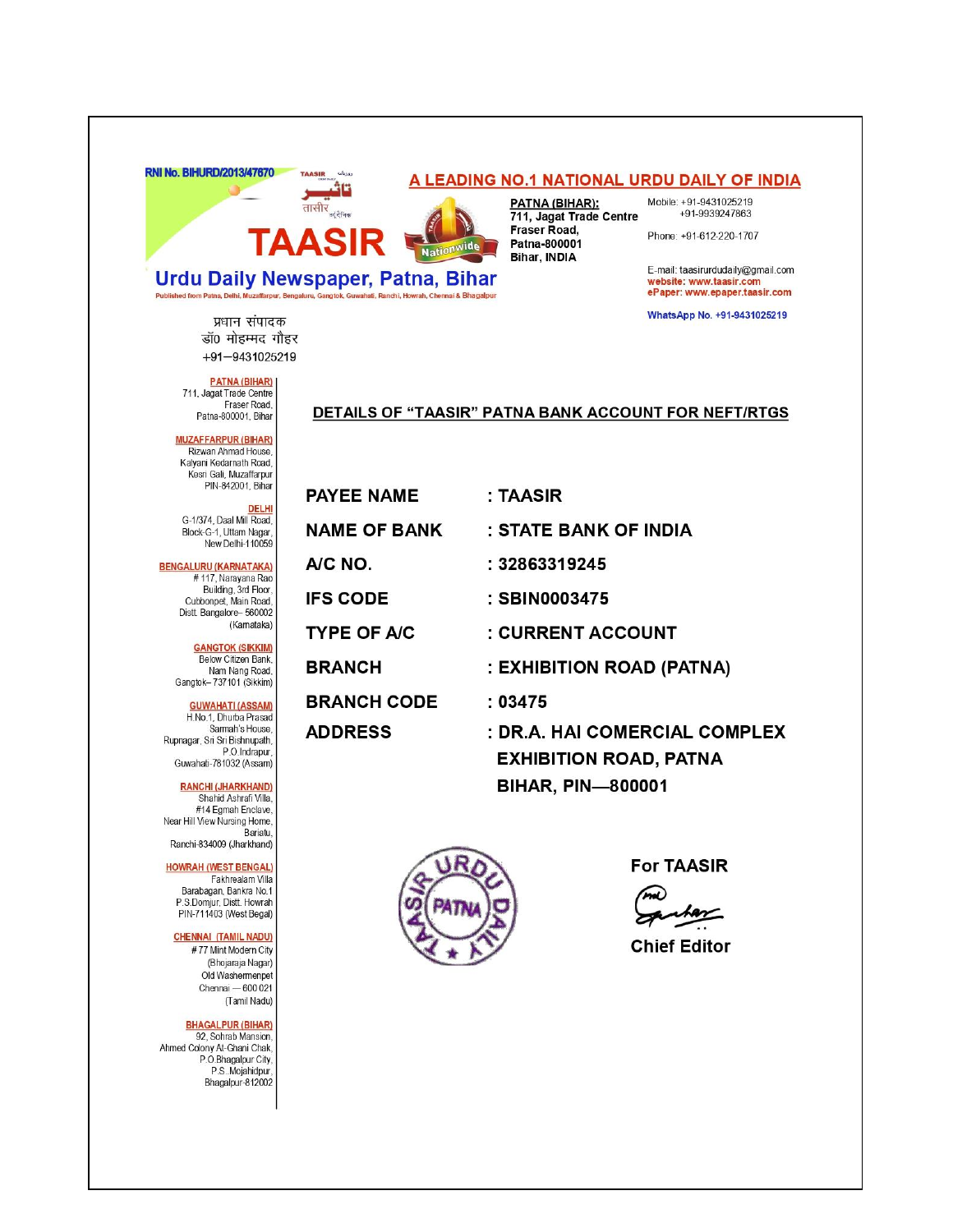RNI No. BIHURD/2013/47670

# TAASIR

**Urdu Daily Newspaper, Patna, Bihar**

Published from Patna, Delhi, Muzaffarpur, Bengaluru, Gangtok, Guwahati, Ranchi, Howrah, Chennai & Bhagalpur

**A LEADING NO.1 NATIONAL URDU DAILY OF INDIA**

**PATNA (BIHAR):**
**711, Jagat Trade Centre**
**Fraser Road,**
**Patna-800001**
**Bihar, INDIA**

Mobile: +91-9431025219
+91-9939247863

Phone: +91-612-220-1707

E-mail: taasirurdudaily@gmail.com
website: www.taasir.com
ePaper: www.epaper.taasir.com

WhatsApp No. +91-9431025219

प्रधान संपादक
डॉ0 मोहम्मद गौहर
+91–9431025219

**PATNA (BIHAR)**
711, Jagat Trade Centre
Fraser Road,
Patna-800001, Bihar

**MUZAFFARPUR (BIHAR)**
Rizwan Ahmad House,
Kalyani Kedarnath Road,
Kesri Gali, Muzaffarpur
PIN-842001, Bihar

**DELHI**
G-1/374, Daal Mill Road,
Block-G-1, Uttam Nagar,
New Delhi-110059

**BENGALURU (KARNATAKA)**
# 117, Narayana Rao
Building, 3rd Floor,
Cubbonpet, Main Road,
Distt. Bangalore– 560002
(Karnataka)

**GANGTOK (SIKKIM)**
Below Citizen Bank,
Nam Nang Road,
Gangtok– 737101 (Sikkim)

**GUWAHATI (ASSAM)**
H.No.1, Dhurba Prasad
Sarmah's House,
Rupnagar, Sri Sri Bishnupath,
P.O.Indrapur,
Guwahati-781032 (Assam)

**RANCHI (JHARKHAND)**
Shahid Ashrafi Villa,
#14 Egmah Enclave,
Near Hill View Nursing Home,
Bariatu,
Ranchi-834009 (Jharkhand)

**HOWRAH (WEST BENGAL)**
Fakhrealam Villa
Barabagan, Bankra No.1
P.S.Domjur, Distt. Howrah
PIN-711403 (West Begal)

**CHENNAI (TAMIL NADU)**
# 77 Mint Modern City
(Bhojaraja Nagar)
Old Washermenpet
Chennai — 600 021
(Tamil Nadu)

**BHAGALPUR (BIHAR)**
92, Sohrab Mansion,
Ahmed Colony Al-Ghani Chak,
P.O.Bhagalpur City,
P.S. Mojahidpur,
Bhagalpur-812002

## DETAILS OF "TAASIR" PATNA BANK ACCOUNT FOR NEFT/RTGS

| | |
|---|---|
| **PAYEE NAME** | **: TAASIR** |
| **NAME OF BANK** | **: STATE BANK OF INDIA** |
| **A/C NO.** | **: 32863319245** |
| **IFS CODE** | **: SBIN0003475** |
| **TYPE OF A/C** | **: CURRENT ACCOUNT** |
| **BRANCH** | **: EXHIBITION ROAD (PATNA)** |
| **BRANCH CODE** | **: 03475** |
| **ADDRESS** | **: DR.A. HAI COMERCIAL COMPLEX EXHIBITION ROAD, PATNA BIHAR, PIN—800001** |

TAASIR URDU DAILY PATNA

**For TAASIR**

**Chief Editor**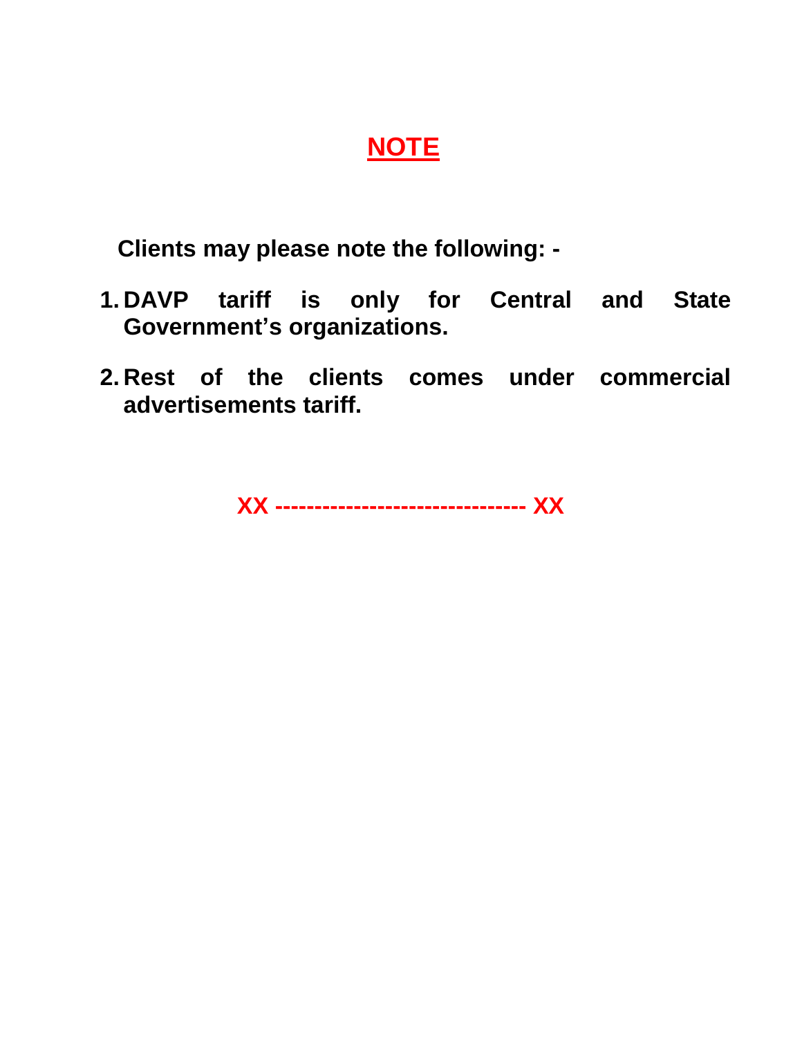# NOTE

**Clients may please note the following: -**

1. **DAVP tariff is only for Central and State Government's organizations.**
2. **Rest of the clients comes under commercial advertisements tariff.**

**XX ---------------------------------- XX**